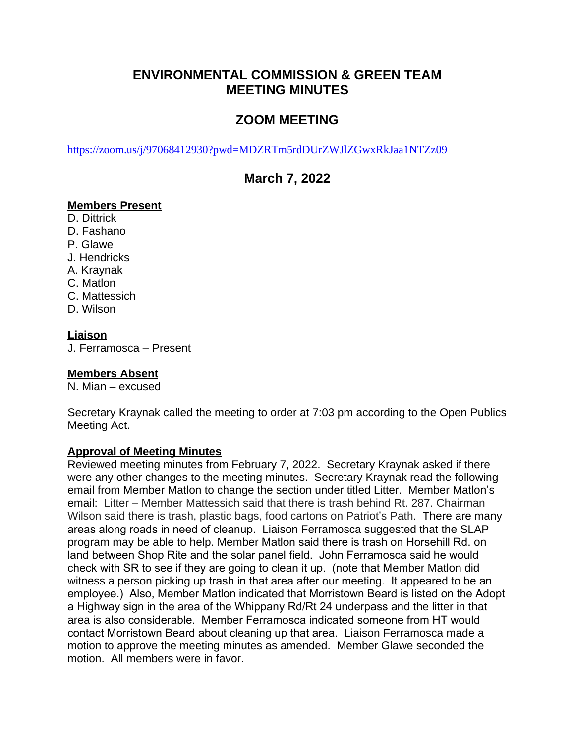# ENVIRONMENTAL COMMISSION & GREEN TEAM MEETING MINUTES

## ZOOM MEETING

https://zoom.us/j/97068412930?pwd=MDZRTm5rdDUrZWJlZGwxRkJaa1NTZz09

## March 7, 2022

**Members Present**

D. Dittrick
D. Fashano
P. Glawe
J. Hendricks
A. Kraynak
C. Matlon
C. Mattessich
D. Wilson

**Liaison**

J. Ferramosca – Present

**Members Absent**

N. Mian – excused

Secretary Kraynak called the meeting to order at 7:03 pm according to the Open Publics Meeting Act.

**Approval of Meeting Minutes**

Reviewed meeting minutes from February 7, 2022. Secretary Kraynak asked if there were any other changes to the meeting minutes. Secretary Kraynak read the following email from Member Matlon to change the section under titled Litter. Member Matlon's email: Litter – Member Mattessich said that there is trash behind Rt. 287. Chairman Wilson said there is trash, plastic bags, food cartons on Patriot's Path. There are many areas along roads in need of cleanup. Liaison Ferramosca suggested that the SLAP program may be able to help. Member Matlon said there is trash on Horsehill Rd. on land between Shop Rite and the solar panel field. John Ferramosca said he would check with SR to see if they are going to clean it up. (note that Member Matlon did witness a person picking up trash in that area after our meeting. It appeared to be an employee.) Also, Member Matlon indicated that Morristown Beard is listed on the Adopt a Highway sign in the area of the Whippany Rd/Rt 24 underpass and the litter in that area is also considerable. Member Ferramosca indicated someone from HT would contact Morristown Beard about cleaning up that area. Liaison Ferramosca made a motion to approve the meeting minutes as amended. Member Glawe seconded the motion. All members were in favor.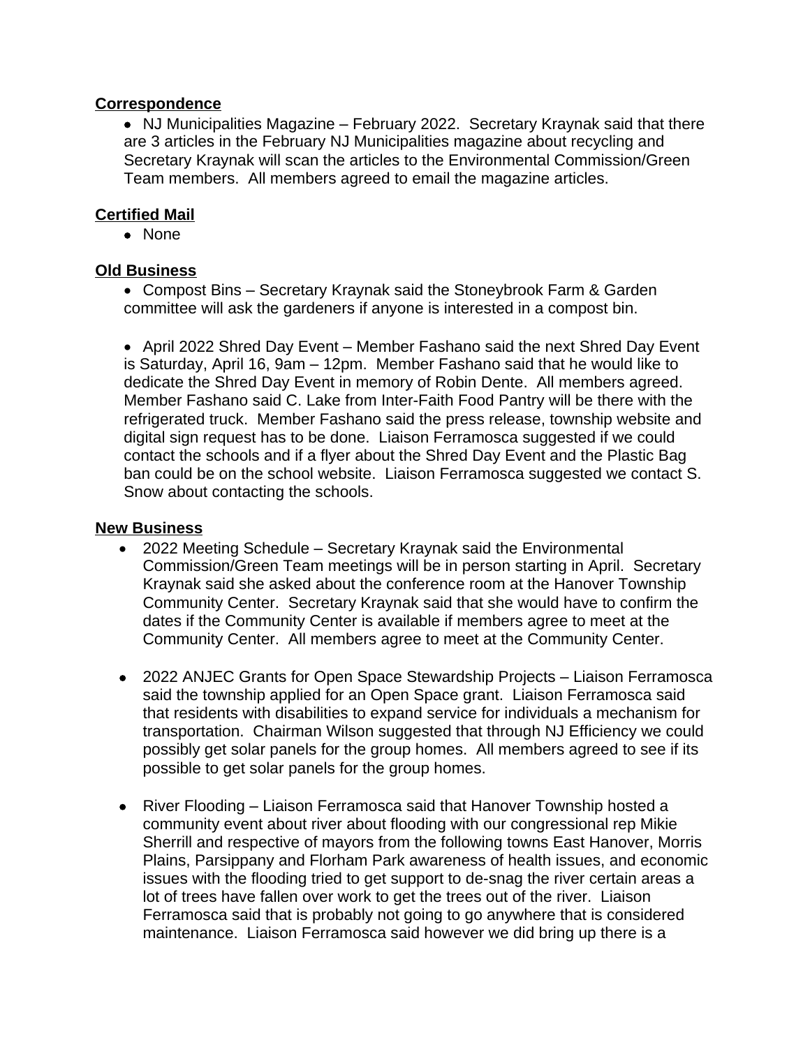**Correspondence**

- NJ Municipalities Magazine – February 2022. Secretary Kraynak said that there are 3 articles in the February NJ Municipalities magazine about recycling and Secretary Kraynak will scan the articles to the Environmental Commission/Green Team members. All members agreed to email the magazine articles.

**Certified Mail**

- None

**Old Business**

- Compost Bins – Secretary Kraynak said the Stoneybrook Farm & Garden committee will ask the gardeners if anyone is interested in a compost bin.

- April 2022 Shred Day Event – Member Fashano said the next Shred Day Event is Saturday, April 16, 9am – 12pm. Member Fashano said that he would like to dedicate the Shred Day Event in memory of Robin Dente. All members agreed. Member Fashano said C. Lake from Inter-Faith Food Pantry will be there with the refrigerated truck. Member Fashano said the press release, township website and digital sign request has to be done. Liaison Ferramosca suggested if we could contact the schools and if a flyer about the Shred Day Event and the Plastic Bag ban could be on the school website. Liaison Ferramosca suggested we contact S. Snow about contacting the schools.

**New Business**

- 2022 Meeting Schedule – Secretary Kraynak said the Environmental Commission/Green Team meetings will be in person starting in April. Secretary Kraynak said she asked about the conference room at the Hanover Township Community Center. Secretary Kraynak said that she would have to confirm the dates if the Community Center is available if members agree to meet at the Community Center. All members agree to meet at the Community Center.

- 2022 ANJEC Grants for Open Space Stewardship Projects – Liaison Ferramosca said the township applied for an Open Space grant. Liaison Ferramosca said that residents with disabilities to expand service for individuals a mechanism for transportation. Chairman Wilson suggested that through NJ Efficiency we could possibly get solar panels for the group homes. All members agreed to see if its possible to get solar panels for the group homes.

- River Flooding – Liaison Ferramosca said that Hanover Township hosted a community event about river about flooding with our congressional rep Mikie Sherrill and respective of mayors from the following towns East Hanover, Morris Plains, Parsippany and Florham Park awareness of health issues, and economic issues with the flooding tried to get support to de-snag the river certain areas a lot of trees have fallen over work to get the trees out of the river. Liaison Ferramosca said that is probably not going to go anywhere that is considered maintenance. Liaison Ferramosca said however we did bring up there is a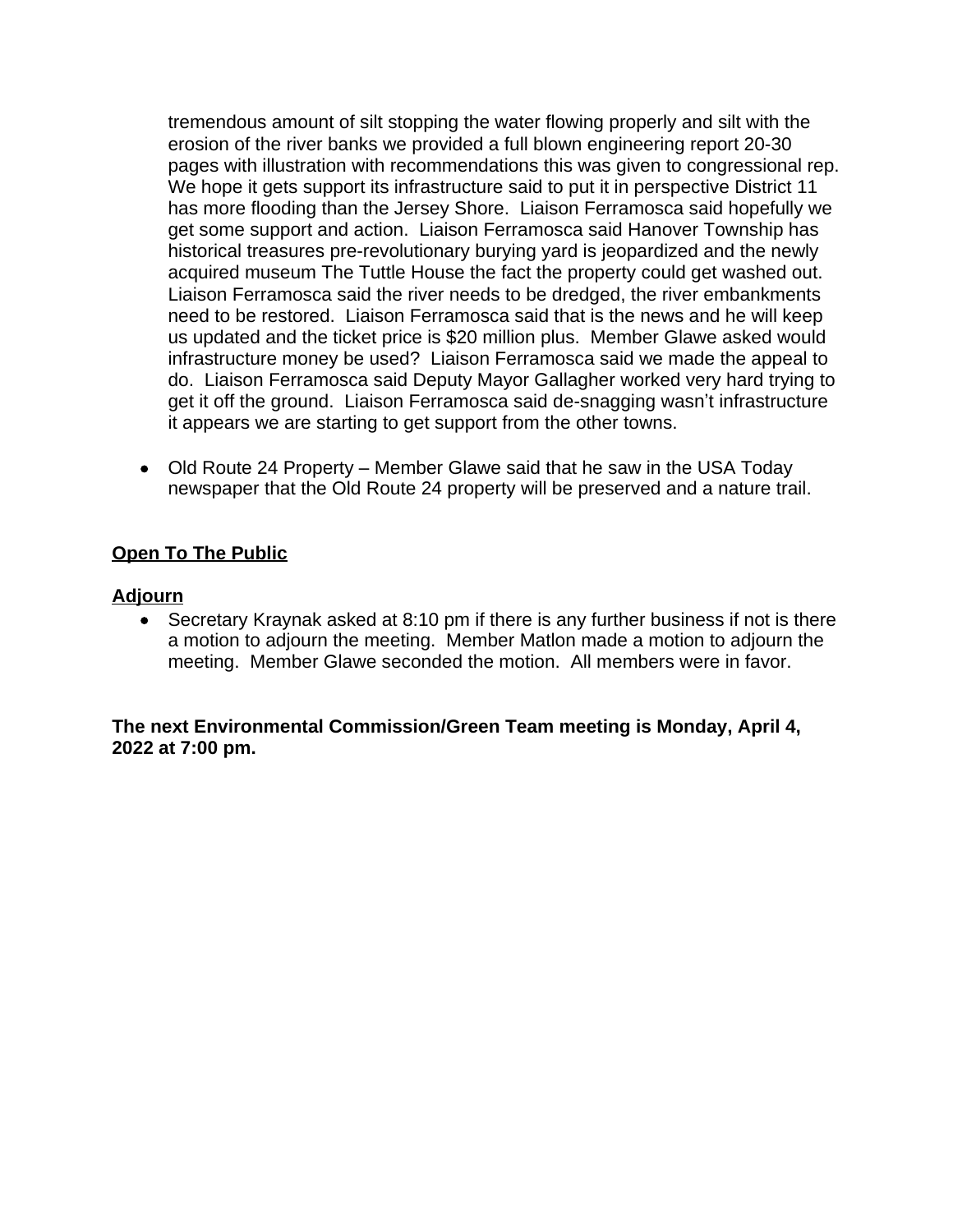tremendous amount of silt stopping the water flowing properly and silt with the erosion of the river banks we provided a full blown engineering report 20-30 pages with illustration with recommendations this was given to congressional rep. We hope it gets support its infrastructure said to put it in perspective District 11 has more flooding than the Jersey Shore. Liaison Ferramosca said hopefully we get some support and action. Liaison Ferramosca said Hanover Township has historical treasures pre-revolutionary burying yard is jeopardized and the newly acquired museum The Tuttle House the fact the property could get washed out. Liaison Ferramosca said the river needs to be dredged, the river embankments need to be restored. Liaison Ferramosca said that is the news and he will keep us updated and the ticket price is $20 million plus. Member Glawe asked would infrastructure money be used? Liaison Ferramosca said we made the appeal to do. Liaison Ferramosca said Deputy Mayor Gallagher worked very hard trying to get it off the ground. Liaison Ferramosca said de-snagging wasn't infrastructure it appears we are starting to get support from the other towns.

- Old Route 24 Property – Member Glawe said that he saw in the USA Today newspaper that the Old Route 24 property will be preserved and a nature trail.

**<u>Open To The Public</u>**

**<u>Adjourn</u>**

- Secretary Kraynak asked at 8:10 pm if there is any further business if not is there a motion to adjourn the meeting. Member Matlon made a motion to adjourn the meeting. Member Glawe seconded the motion. All members were in favor.

**The next Environmental Commission/Green Team meeting is Monday, April 4, 2022 at 7:00 pm.**